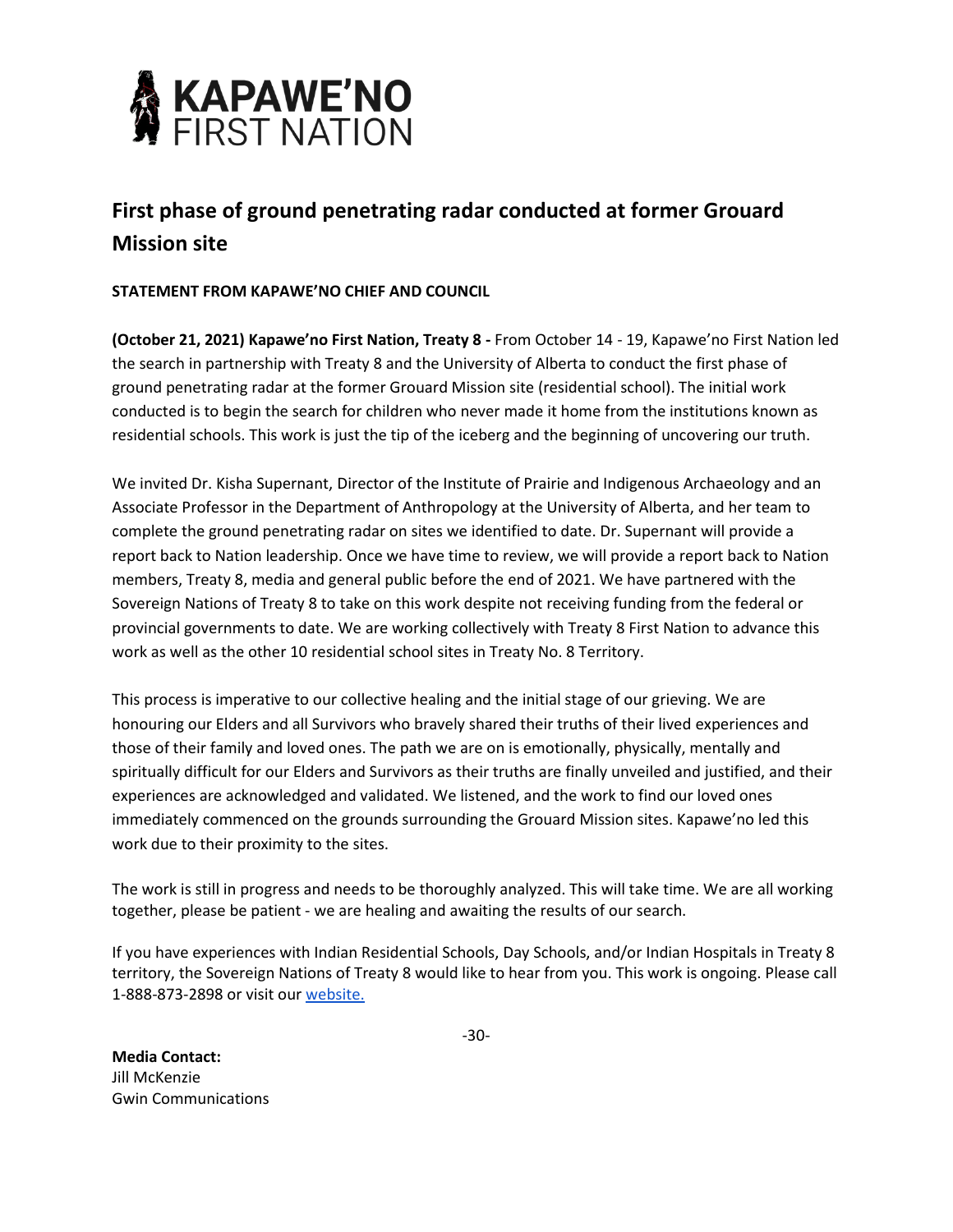**KAPAWE'NO FIRST NATION**

# First phase of ground penetrating radar conducted at former Grouard Mission site

**STATEMENT FROM KAPAWE'NO CHIEF AND COUNCIL**

**(October 21, 2021) Kapawe'no First Nation, Treaty 8 -** From October 14 - 19, Kapawe'no First Nation led the search in partnership with Treaty 8 and the University of Alberta to conduct the first phase of ground penetrating radar at the former Grouard Mission site (residential school). The initial work conducted is to begin the search for children who never made it home from the institutions known as residential schools. This work is just the tip of the iceberg and the beginning of uncovering our truth.

We invited Dr. Kisha Supernant, Director of the Institute of Prairie and Indigenous Archaeology and an Associate Professor in the Department of Anthropology at the University of Alberta, and her team to complete the ground penetrating radar on sites we identified to date. Dr. Supernant will provide a report back to Nation leadership. Once we have time to review, we will provide a report back to Nation members, Treaty 8, media and general public before the end of 2021. We have partnered with the Sovereign Nations of Treaty 8 to take on this work despite not receiving funding from the federal or provincial governments to date. We are working collectively with Treaty 8 First Nation to advance this work as well as the other 10 residential school sites in Treaty No. 8 Territory.

This process is imperative to our collective healing and the initial stage of our grieving. We are honouring our Elders and all Survivors who bravely shared their truths of their lived experiences and those of their family and loved ones. The path we are on is emotionally, physically, mentally and spiritually difficult for our Elders and Survivors as their truths are finally unveiled and justified, and their experiences are acknowledged and validated. We listened, and the work to find our loved ones immediately commenced on the grounds surrounding the Grouard Mission sites. Kapawe'no led this work due to their proximity to the sites.

The work is still in progress and needs to be thoroughly analyzed. This will take time. We are all working together, please be patient - we are healing and awaiting the results of our search.

If you have experiences with Indian Residential Schools, Day Schools, and/or Indian Hospitals in Treaty 8 territory, the Sovereign Nations of Treaty 8 would like to hear from you. This work is ongoing. Please call 1-888-873-2898 or visit our website.

-30-

**Media Contact:**
Jill McKenzie
Gwin Communications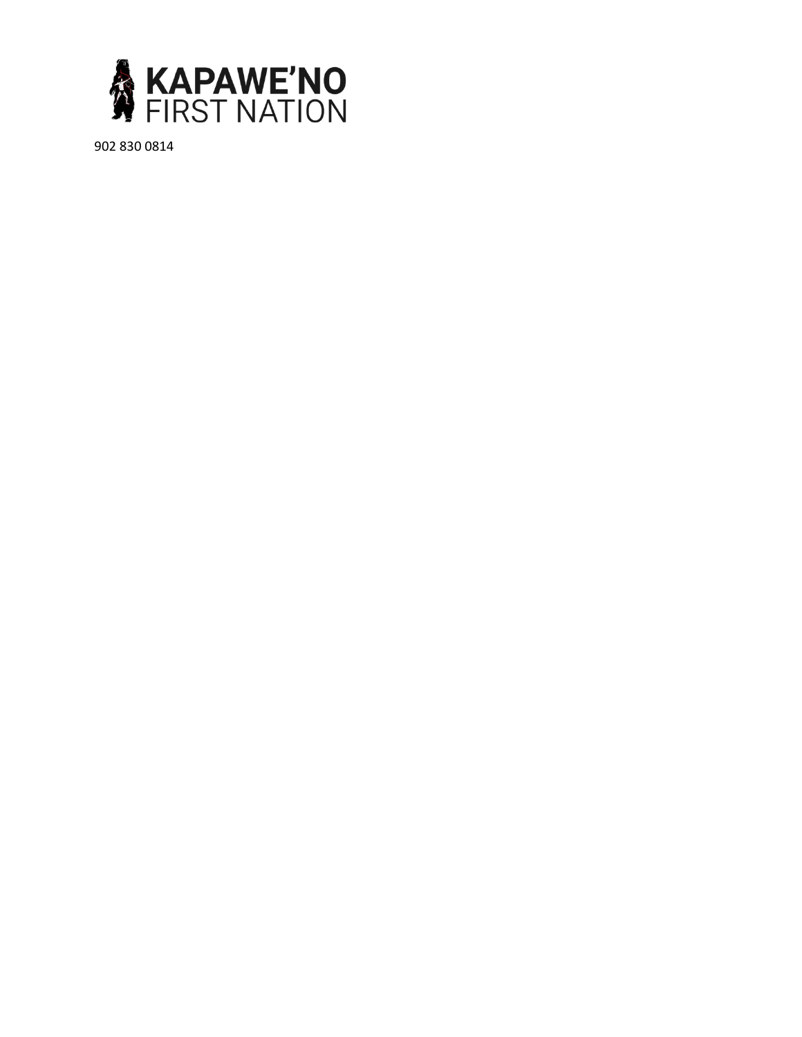**KAPAWE'NO**
**FIRST NATION**

902 830 0814